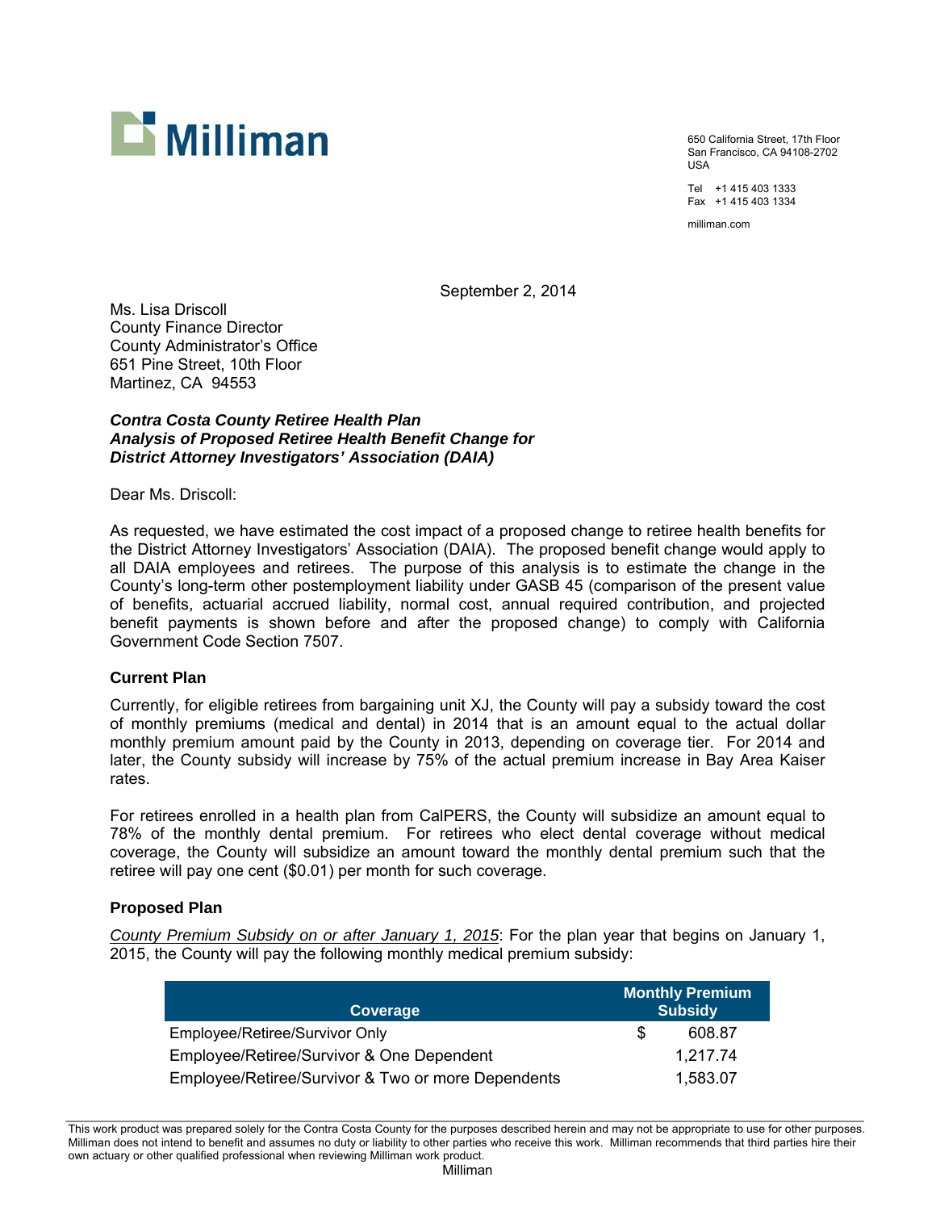**Milliman**

650 California Street, 17th Floor
San Francisco, CA 94108-2702
USA

Tel +1 415 403 1333
Fax +1 415 403 1334

milliman.com

September 2, 2014

Ms. Lisa Driscoll
County Finance Director
County Administrator's Office
651 Pine Street, 10th Floor
Martinez, CA 94553

***Contra Costa County Retiree Health Plan***
***Analysis of Proposed Retiree Health Benefit Change for***
***District Attorney Investigators' Association (DAIA)***

Dear Ms. Driscoll:

As requested, we have estimated the cost impact of a proposed change to retiree health benefits for the District Attorney Investigators' Association (DAIA). The proposed benefit change would apply to all DAIA employees and retirees. The purpose of this analysis is to estimate the change in the County's long-term other postemployment liability under GASB 45 (comparison of the present value of benefits, actuarial accrued liability, normal cost, annual required contribution, and projected benefit payments is shown before and after the proposed change) to comply with California Government Code Section 7507.

### Current Plan

Currently, for eligible retirees from bargaining unit XJ, the County will pay a subsidy toward the cost of monthly premiums (medical and dental) in 2014 that is an amount equal to the actual dollar monthly premium amount paid by the County in 2013, depending on coverage tier. For 2014 and later, the County subsidy will increase by 75% of the actual premium increase in Bay Area Kaiser rates.

For retirees enrolled in a health plan from CalPERS, the County will subsidize an amount equal to 78% of the monthly dental premium. For retirees who elect dental coverage without medical coverage, the County will subsidize an amount toward the monthly dental premium such that the retiree will pay one cent ($0.01) per month for such coverage.

### Proposed Plan

<u>*County Premium Subsidy on or after January 1, 2015*</u>: For the plan year that begins on January 1, 2015, the County will pay the following monthly medical premium subsidy:

| Coverage | Monthly Premium Subsidy |
|---|---|
| Employee/Retiree/Survivor Only | $ 608.87 |
| Employee/Retiree/Survivor & One Dependent | 1,217.74 |
| Employee/Retiree/Survivor & Two or more Dependents | 1,583.07 |

This work product was prepared solely for the Contra Costa County for the purposes described herein and may not be appropriate to use for other purposes. Milliman does not intend to benefit and assumes no duty or liability to other parties who receive this work. Milliman recommends that third parties hire their own actuary or other qualified professional when reviewing Milliman work product.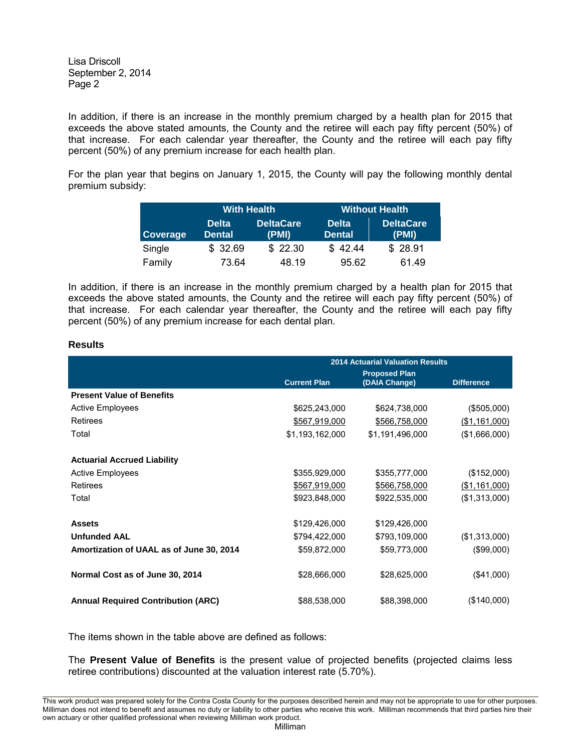Lisa Driscoll
September 2, 2014
Page 2

In addition, if there is an increase in the monthly premium charged by a health plan for 2015 that exceeds the above stated amounts, the County and the retiree will each pay fifty percent (50%) of that increase. For each calendar year thereafter, the County and the retiree will each pay fifty percent (50%) of any premium increase for each health plan.

For the plan year that begins on January 1, 2015, the County will pay the following monthly dental premium subsidy:

| | With Health | | Without Health | |
|---|---|---|---|---|
| Coverage | Delta Dental | DeltaCare (PMI) | Delta Dental | DeltaCare (PMI) |
| Single | $ 32.69 | $ 22.30 | $ 42.44 | $ 28.91 |
| Family | 73.64 | 48.19 | 95.62 | 61.49 |

In addition, if there is an increase in the monthly premium charged by a health plan for 2015 that exceeds the above stated amounts, the County and the retiree will each pay fifty percent (50%) of that increase. For each calendar year thereafter, the County and the retiree will each pay fifty percent (50%) of any premium increase for each dental plan.

## Results

| | 2014 Actuarial Valuation Results | | |
|---|---|---|---|
| | Current Plan | Proposed Plan (DAIA Change) | Difference |
| **Present Value of Benefits** | | | |
| Active Employees | $625,243,000 | $624,738,000 | ($505,000) |
| Retirees | $567,919,000 | $566,758,000 | ($1,161,000) |
| Total | $1,193,162,000 | $1,191,496,000 | ($1,666,000) |
| **Actuarial Accrued Liability** | | | |
| Active Employees | $355,929,000 | $355,777,000 | ($152,000) |
| Retirees | $567,919,000 | $566,758,000 | ($1,161,000) |
| Total | $923,848,000 | $922,535,000 | ($1,313,000) |
| **Assets** | $129,426,000 | $129,426,000 | |
| **Unfunded AAL** | $794,422,000 | $793,109,000 | ($1,313,000) |
| **Amortization of UAAL as of June 30, 2014** | $59,872,000 | $59,773,000 | ($99,000) |
| **Normal Cost as of June 30, 2014** | $28,666,000 | $28,625,000 | ($41,000) |
| **Annual Required Contribution (ARC)** | $88,538,000 | $88,398,000 | ($140,000) |

The items shown in the table above are defined as follows:

The **Present Value of Benefits** is the present value of projected benefits (projected claims less retiree contributions) discounted at the valuation interest rate (5.70%).

This work product was prepared solely for the Contra Costa County for the purposes described herein and may not be appropriate to use for other purposes. Milliman does not intend to benefit and assumes no duty or liability to other parties who receive this work. Milliman recommends that third parties hire their own actuary or other qualified professional when reviewing Milliman work product.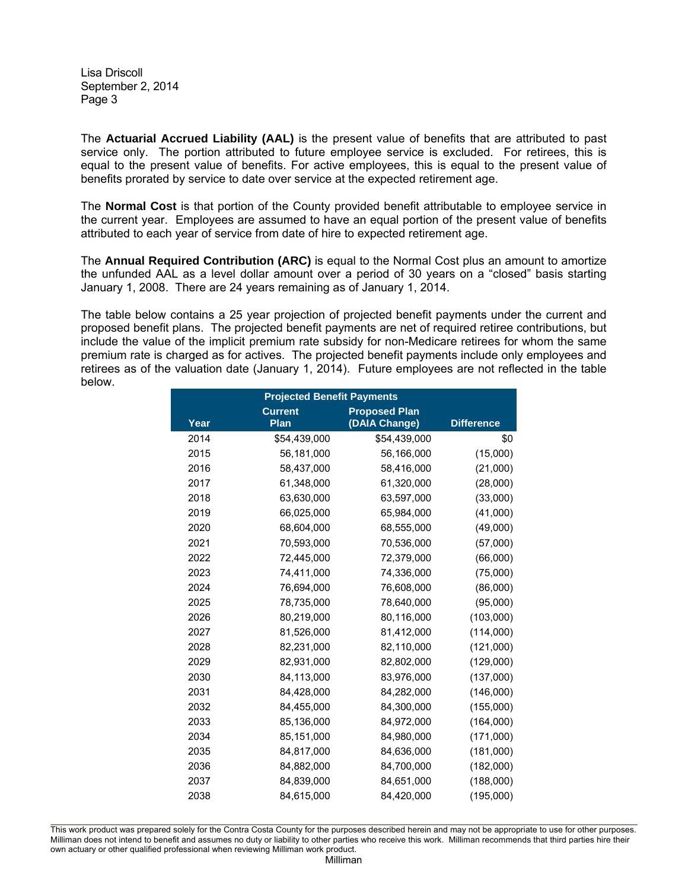Lisa Driscoll
September 2, 2014

The **Actuarial Accrued Liability (AAL)** is the present value of benefits that are attributed to past service only. The portion attributed to future employee service is excluded. For retirees, this is equal to the present value of benefits. For active employees, this is equal to the present value of benefits prorated by service to date over service at the expected retirement age.

The **Normal Cost** is that portion of the County provided benefit attributable to employee service in the current year. Employees are assumed to have an equal portion of the present value of benefits attributed to each year of service from date of hire to expected retirement age.

The **Annual Required Contribution (ARC)** is equal to the Normal Cost plus an amount to amortize the unfunded AAL as a level dollar amount over a period of 30 years on a "closed" basis starting January 1, 2008. There are 24 years remaining as of January 1, 2014.

The table below contains a 25 year projection of projected benefit payments under the current and proposed benefit plans. The projected benefit payments are net of required retiree contributions, but include the value of the implicit premium rate subsidy for non-Medicare retirees for whom the same premium rate is charged as for actives. The projected benefit payments include only employees and retirees as of the valuation date (January 1, 2014). Future employees are not reflected in the table below.

| Projected Benefit Payments | | | |
|---|---|---|---|
| **Year** | **Current Plan** | **Proposed Plan (DAIA Change)** | **Difference** |
| 2014 | $54,439,000 | $54,439,000 | $0 |
| 2015 | 56,181,000 | 56,166,000 | (15,000) |
| 2016 | 58,437,000 | 58,416,000 | (21,000) |
| 2017 | 61,348,000 | 61,320,000 | (28,000) |
| 2018 | 63,630,000 | 63,597,000 | (33,000) |
| 2019 | 66,025,000 | 65,984,000 | (41,000) |
| 2020 | 68,604,000 | 68,555,000 | (49,000) |
| 2021 | 70,593,000 | 70,536,000 | (57,000) |
| 2022 | 72,445,000 | 72,379,000 | (66,000) |
| 2023 | 74,411,000 | 74,336,000 | (75,000) |
| 2024 | 76,694,000 | 76,608,000 | (86,000) |
| 2025 | 78,735,000 | 78,640,000 | (95,000) |
| 2026 | 80,219,000 | 80,116,000 | (103,000) |
| 2027 | 81,526,000 | 81,412,000 | (114,000) |
| 2028 | 82,231,000 | 82,110,000 | (121,000) |
| 2029 | 82,931,000 | 82,802,000 | (129,000) |
| 2030 | 84,113,000 | 83,976,000 | (137,000) |
| 2031 | 84,428,000 | 84,282,000 | (146,000) |
| 2032 | 84,455,000 | 84,300,000 | (155,000) |
| 2033 | 85,136,000 | 84,972,000 | (164,000) |
| 2034 | 85,151,000 | 84,980,000 | (171,000) |
| 2035 | 84,817,000 | 84,636,000 | (181,000) |
| 2036 | 84,882,000 | 84,700,000 | (182,000) |
| 2037 | 84,839,000 | 84,651,000 | (188,000) |
| 2038 | 84,615,000 | 84,420,000 | (195,000) |

This work product was prepared solely for the Contra Costa County for the purposes described herein and may not be appropriate to use for other purposes. Milliman does not intend to benefit and assumes no duty or liability to other parties who receive this work. Milliman recommends that third parties hire their own actuary or other qualified professional when reviewing Milliman work product.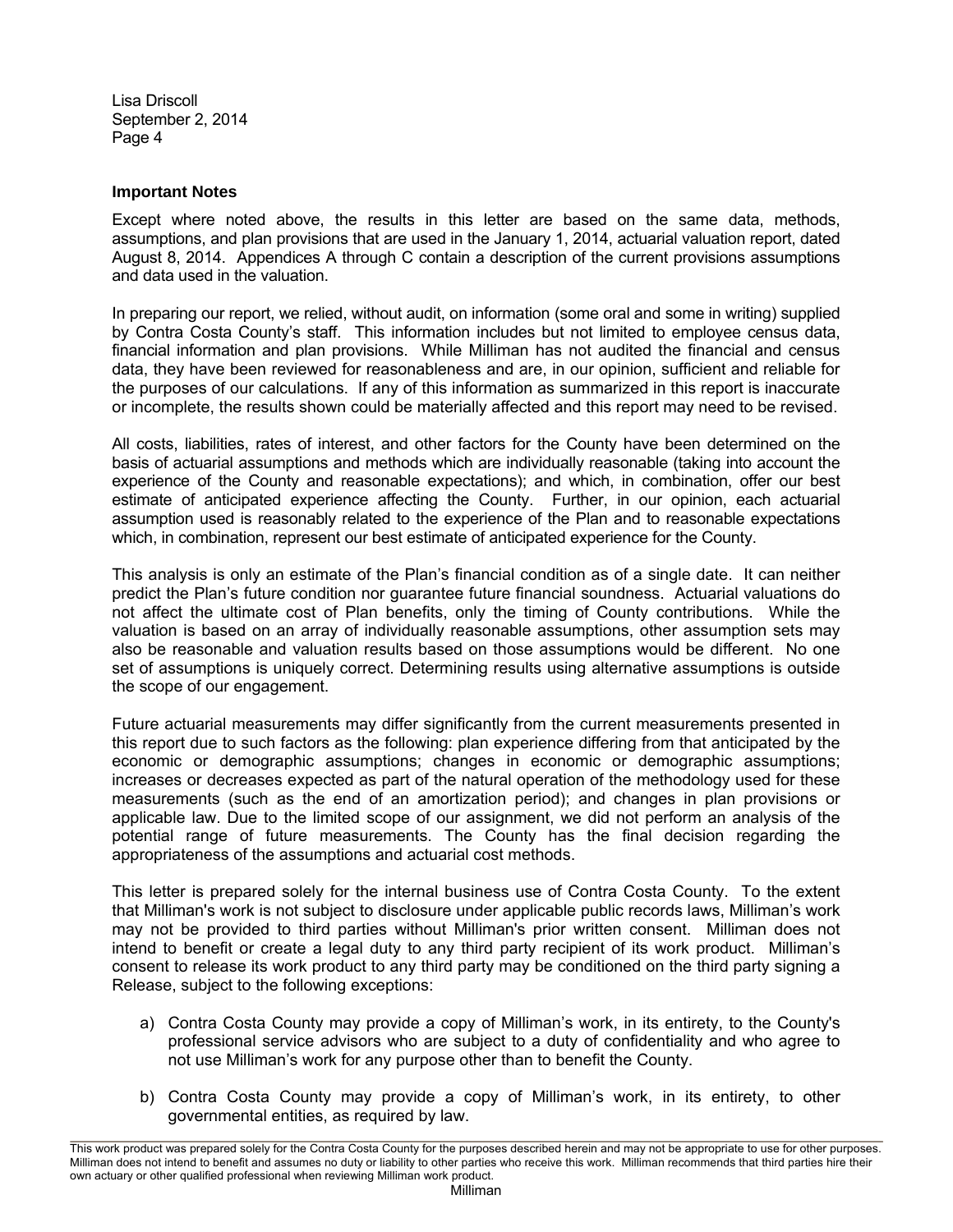Lisa Driscoll
September 2, 2014

### Important Notes

Except where noted above, the results in this letter are based on the same data, methods, assumptions, and plan provisions that are used in the January 1, 2014, actuarial valuation report, dated August 8, 2014. Appendices A through C contain a description of the current provisions assumptions and data used in the valuation.

In preparing our report, we relied, without audit, on information (some oral and some in writing) supplied by Contra Costa County's staff. This information includes but not limited to employee census data, financial information and plan provisions. While Milliman has not audited the financial and census data, they have been reviewed for reasonableness and are, in our opinion, sufficient and reliable for the purposes of our calculations. If any of this information as summarized in this report is inaccurate or incomplete, the results shown could be materially affected and this report may need to be revised.

All costs, liabilities, rates of interest, and other factors for the County have been determined on the basis of actuarial assumptions and methods which are individually reasonable (taking into account the experience of the County and reasonable expectations); and which, in combination, offer our best estimate of anticipated experience affecting the County. Further, in our opinion, each actuarial assumption used is reasonably related to the experience of the Plan and to reasonable expectations which, in combination, represent our best estimate of anticipated experience for the County.

This analysis is only an estimate of the Plan's financial condition as of a single date. It can neither predict the Plan's future condition nor guarantee future financial soundness. Actuarial valuations do not affect the ultimate cost of Plan benefits, only the timing of County contributions. While the valuation is based on an array of individually reasonable assumptions, other assumption sets may also be reasonable and valuation results based on those assumptions would be different. No one set of assumptions is uniquely correct. Determining results using alternative assumptions is outside the scope of our engagement.

Future actuarial measurements may differ significantly from the current measurements presented in this report due to such factors as the following: plan experience differing from that anticipated by the economic or demographic assumptions; changes in economic or demographic assumptions; increases or decreases expected as part of the natural operation of the methodology used for these measurements (such as the end of an amortization period); and changes in plan provisions or applicable law. Due to the limited scope of our assignment, we did not perform an analysis of the potential range of future measurements. The County has the final decision regarding the appropriateness of the assumptions and actuarial cost methods.

This letter is prepared solely for the internal business use of Contra Costa County. To the extent that Milliman's work is not subject to disclosure under applicable public records laws, Milliman's work may not be provided to third parties without Milliman's prior written consent. Milliman does not intend to benefit or create a legal duty to any third party recipient of its work product. Milliman's consent to release its work product to any third party may be conditioned on the third party signing a Release, subject to the following exceptions:

a) Contra Costa County may provide a copy of Milliman's work, in its entirety, to the County's professional service advisors who are subject to a duty of confidentiality and who agree to not use Milliman's work for any purpose other than to benefit the County.

b) Contra Costa County may provide a copy of Milliman's work, in its entirety, to other governmental entities, as required by law.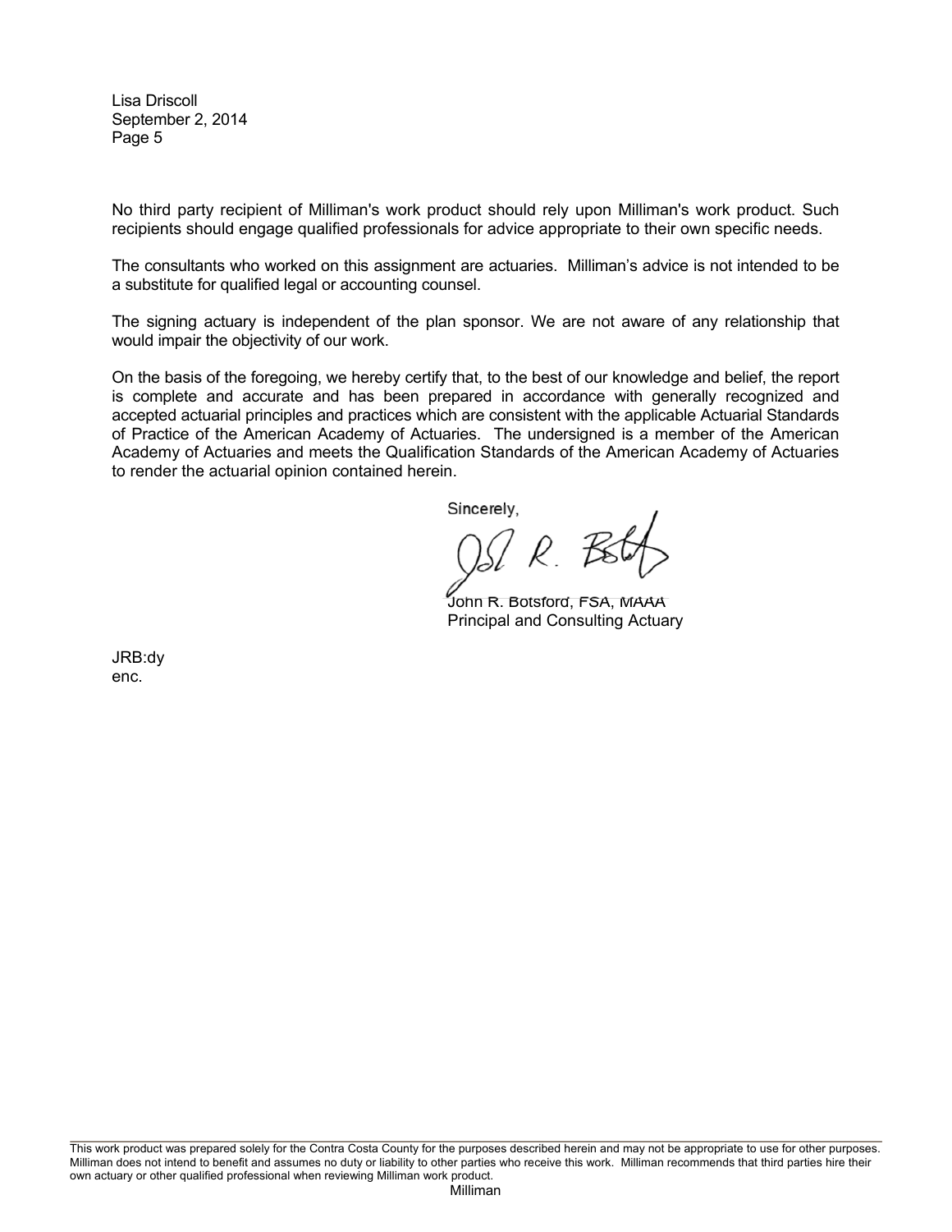Lisa Driscoll
September 2, 2014
Page 5

No third party recipient of Milliman's work product should rely upon Milliman's work product. Such recipients should engage qualified professionals for advice appropriate to their own specific needs.

The consultants who worked on this assignment are actuaries. Milliman's advice is not intended to be a substitute for qualified legal or accounting counsel.

The signing actuary is independent of the plan sponsor. We are not aware of any relationship that would impair the objectivity of our work.

On the basis of the foregoing, we hereby certify that, to the best of our knowledge and belief, the report is complete and accurate and has been prepared in accordance with generally recognized and accepted actuarial principles and practices which are consistent with the applicable Actuarial Standards of Practice of the American Academy of Actuaries. The undersigned is a member of the American Academy of Actuaries and meets the Qualification Standards of the American Academy of Actuaries to render the actuarial opinion contained herein.

Sincerely,

John R. Botsford, FSA, MAAA
Principal and Consulting Actuary

JRB:dy
enc.

This work product was prepared solely for the Contra Costa County for the purposes described herein and may not be appropriate to use for other purposes. Milliman does not intend to benefit and assumes no duty or liability to other parties who receive this work. Milliman recommends that third parties hire their own actuary or other qualified professional when reviewing Milliman work product.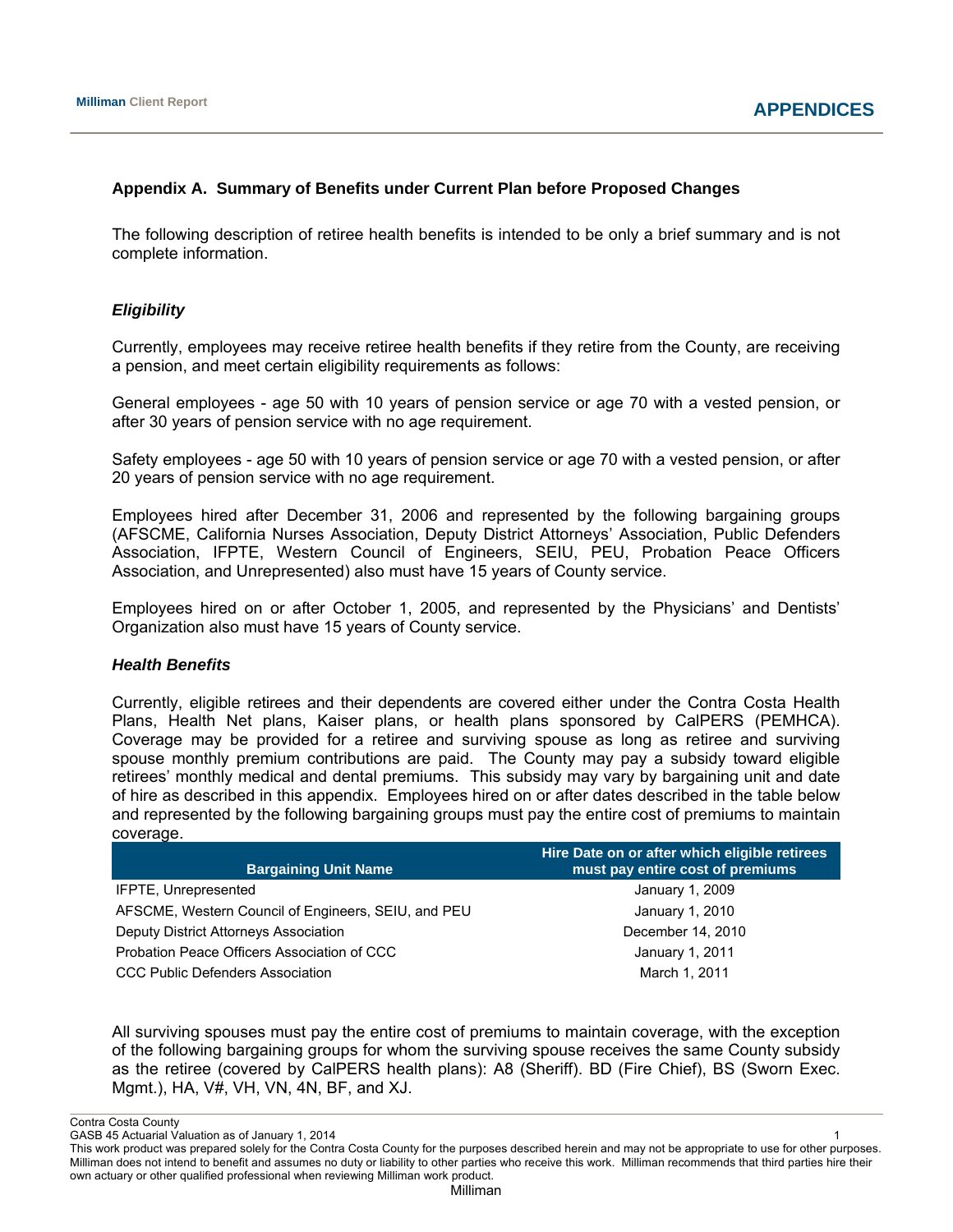## Appendix A. Summary of Benefits under Current Plan before Proposed Changes

The following description of retiree health benefits is intended to be only a brief summary and is not complete information.

### *Eligibility*

Currently, employees may receive retiree health benefits if they retire from the County, are receiving a pension, and meet certain eligibility requirements as follows:

General employees - age 50 with 10 years of pension service or age 70 with a vested pension, or after 30 years of pension service with no age requirement.

Safety employees - age 50 with 10 years of pension service or age 70 with a vested pension, or after 20 years of pension service with no age requirement.

Employees hired after December 31, 2006 and represented by the following bargaining groups (AFSCME, California Nurses Association, Deputy District Attorneys' Association, Public Defenders Association, IFPTE, Western Council of Engineers, SEIU, PEU, Probation Peace Officers Association, and Unrepresented) also must have 15 years of County service.

Employees hired on or after October 1, 2005, and represented by the Physicians' and Dentists' Organization also must have 15 years of County service.

### *Health Benefits*

Currently, eligible retirees and their dependents are covered either under the Contra Costa Health Plans, Health Net plans, Kaiser plans, or health plans sponsored by CalPERS (PEMHCA). Coverage may be provided for a retiree and surviving spouse as long as retiree and surviving spouse monthly premium contributions are paid. The County may pay a subsidy toward eligible retirees' monthly medical and dental premiums. This subsidy may vary by bargaining unit and date of hire as described in this appendix. Employees hired on or after dates described in the table below and represented by the following bargaining groups must pay the entire cost of premiums to maintain coverage.

| Bargaining Unit Name | Hire Date on or after which eligible retirees must pay entire cost of premiums |
|---|---|
| IFPTE, Unrepresented | January 1, 2009 |
| AFSCME, Western Council of Engineers, SEIU, and PEU | January 1, 2010 |
| Deputy District Attorneys Association | December 14, 2010 |
| Probation Peace Officers Association of CCC | January 1, 2011 |
| CCC Public Defenders Association | March 1, 2011 |

All surviving spouses must pay the entire cost of premiums to maintain coverage, with the exception of the following bargaining groups for whom the surviving spouse receives the same County subsidy as the retiree (covered by CalPERS health plans): A8 (Sheriff). BD (Fire Chief), BS (Sworn Exec. Mgmt.), HA, V#, VH, VN, 4N, BF, and XJ.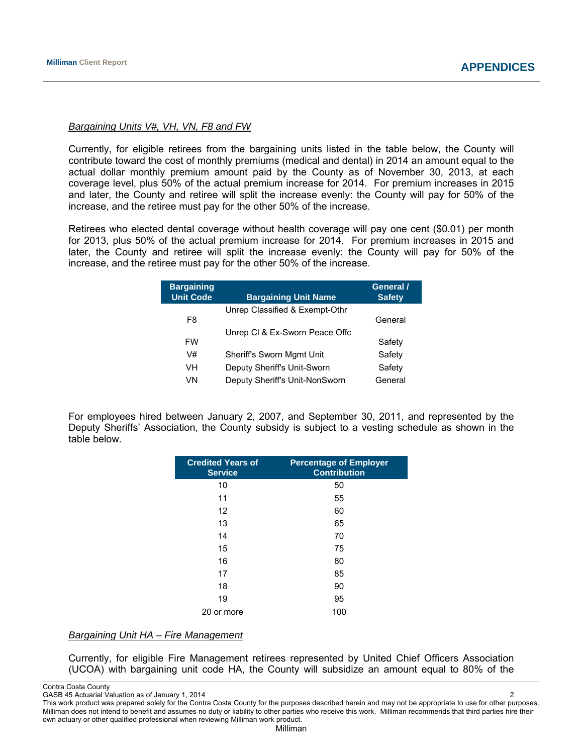*Bargaining Units V#, VH, VN, F8 and FW*

Currently, for eligible retirees from the bargaining units listed in the table below, the County will contribute toward the cost of monthly premiums (medical and dental) in 2014 an amount equal to the actual dollar monthly premium amount paid by the County as of November 30, 2013, at each coverage level, plus 50% of the actual premium increase for 2014. For premium increases in 2015 and later, the County and retiree will split the increase evenly: the County will pay for 50% of the increase, and the retiree must pay for the other 50% of the increase.

Retirees who elected dental coverage without health coverage will pay one cent ($0.01) per month for 2013, plus 50% of the actual premium increase for 2014. For premium increases in 2015 and later, the County and retiree will split the increase evenly: the County will pay for 50% of the increase, and the retiree must pay for the other 50% of the increase.

| Bargaining Unit Code | Bargaining Unit Name | General / Safety |
|---|---|---|
| F8 | Unrep Classified & Exempt-Othr | General |
| FW | Unrep Cl & Ex-Sworn Peace Offc | Safety |
| V# | Sheriff's Sworn Mgmt Unit | Safety |
| VH | Deputy Sheriff's Unit-Sworn | Safety |
| VN | Deputy Sheriff's Unit-NonSworn | General |

For employees hired between January 2, 2007, and September 30, 2011, and represented by the Deputy Sheriffs' Association, the County subsidy is subject to a vesting schedule as shown in the table below.

| Credited Years of Service | Percentage of Employer Contribution |
|---|---|
| 10 | 50 |
| 11 | 55 |
| 12 | 60 |
| 13 | 65 |
| 14 | 70 |
| 15 | 75 |
| 16 | 80 |
| 17 | 85 |
| 18 | 90 |
| 19 | 95 |
| 20 or more | 100 |

*Bargaining Unit HA – Fire Management*

Currently, for eligible Fire Management retirees represented by United Chief Officers Association (UCOA) with bargaining unit code HA, the County will subsidize an amount equal to 80% of the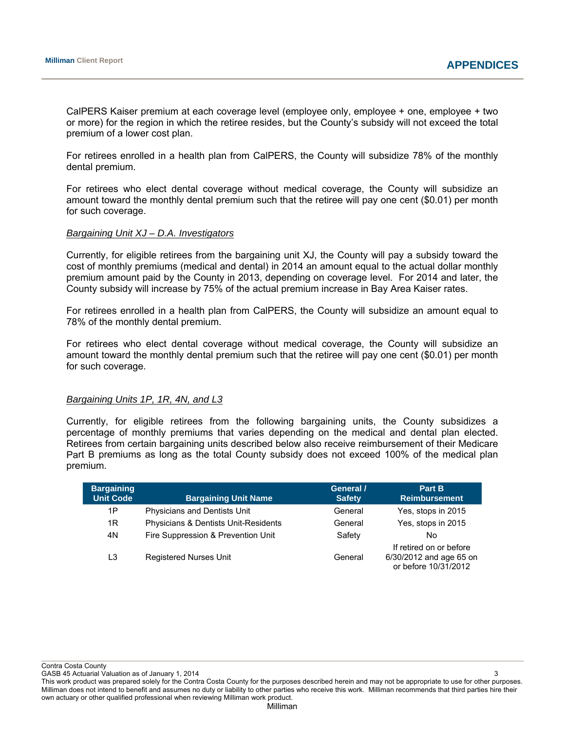CalPERS Kaiser premium at each coverage level (employee only, employee + one, employee + two or more) for the region in which the retiree resides, but the County's subsidy will not exceed the total premium of a lower cost plan.

For retirees enrolled in a health plan from CalPERS, the County will subsidize 78% of the monthly dental premium.

For retirees who elect dental coverage without medical coverage, the County will subsidize an amount toward the monthly dental premium such that the retiree will pay one cent ($0.01) per month for such coverage.

*Bargaining Unit XJ – D.A. Investigators*

Currently, for eligible retirees from the bargaining unit XJ, the County will pay a subsidy toward the cost of monthly premiums (medical and dental) in 2014 an amount equal to the actual dollar monthly premium amount paid by the County in 2013, depending on coverage level. For 2014 and later, the County subsidy will increase by 75% of the actual premium increase in Bay Area Kaiser rates.

For retirees enrolled in a health plan from CalPERS, the County will subsidize an amount equal to 78% of the monthly dental premium.

For retirees who elect dental coverage without medical coverage, the County will subsidize an amount toward the monthly dental premium such that the retiree will pay one cent ($0.01) per month for such coverage.

*Bargaining Units 1P, 1R, 4N, and L3*

Currently, for eligible retirees from the following bargaining units, the County subsidizes a percentage of monthly premiums that varies depending on the medical and dental plan elected. Retirees from certain bargaining units described below also receive reimbursement of their Medicare Part B premiums as long as the total County subsidy does not exceed 100% of the medical plan premium.

| Bargaining Unit Code | Bargaining Unit Name | General / Safety | Part B Reimbursement |
|---|---|---|---|
| 1P | Physicians and Dentists Unit | General | Yes, stops in 2015 |
| 1R | Physicians & Dentists Unit-Residents | General | Yes, stops in 2015 |
| 4N | Fire Suppression & Prevention Unit | Safety | No |
| L3 | Registered Nurses Unit | General | If retired on or before 6/30/2012 and age 65 on or before 10/31/2012 |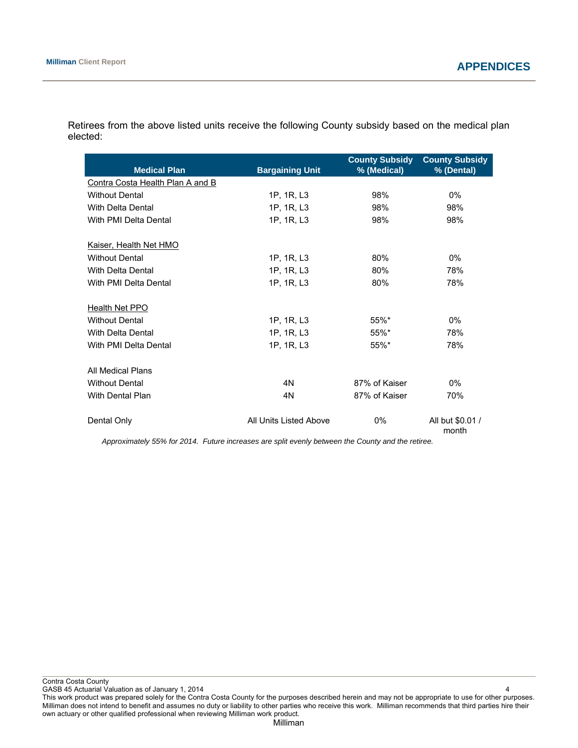Retirees from the above listed units receive the following County subsidy based on the medical plan elected:

| Medical Plan | Bargaining Unit | County Subsidy % (Medical) | County Subsidy % (Dental) |
|---|---|---|---|
| <u>Contra Costa Health Plan A and B</u> | | | |
| Without Dental | 1P, 1R, L3 | 98% | 0% |
| With Delta Dental | 1P, 1R, L3 | 98% | 98% |
| With PMI Delta Dental | 1P, 1R, L3 | 98% | 98% |
| | | | |
| <u>Kaiser, Health Net HMO</u> | | | |
| Without Dental | 1P, 1R, L3 | 80% | 0% |
| With Delta Dental | 1P, 1R, L3 | 80% | 78% |
| With PMI Delta Dental | 1P, 1R, L3 | 80% | 78% |
| | | | |
| <u>Health Net PPO</u> | | | |
| Without Dental | 1P, 1R, L3 | 55%* | 0% |
| With Delta Dental | 1P, 1R, L3 | 55%* | 78% |
| With PMI Delta Dental | 1P, 1R, L3 | 55%* | 78% |
| | | | |
| All Medical Plans | | | |
| Without Dental | 4N | 87% of Kaiser | 0% |
| With Dental Plan | 4N | 87% of Kaiser | 70% |
| | | | |
| Dental Only | All Units Listed Above | 0% | All but $0.01 / month |

*Approximately 55% for 2014. Future increases are split evenly between the County and the retiree.*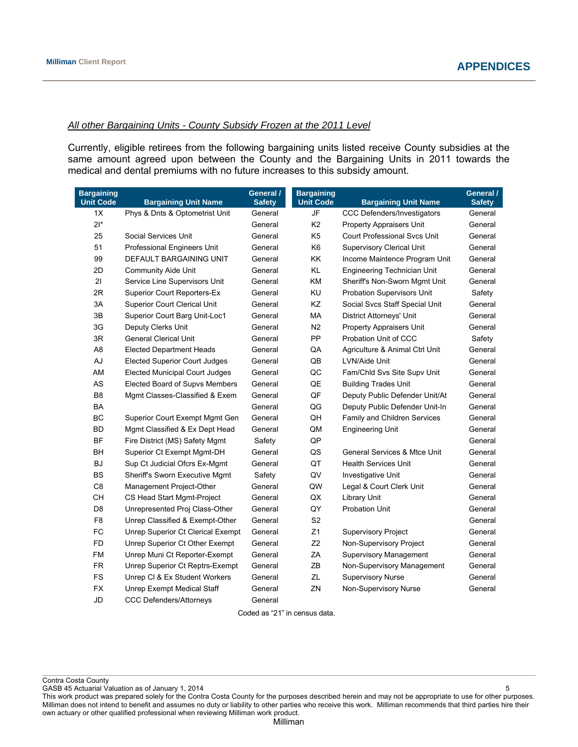*All other Bargaining Units - County Subsidy Frozen at the 2011 Level*

Currently, eligible retirees from the following bargaining units listed receive County subsidies at the same amount agreed upon between the County and the Bargaining Units in 2011 towards the medical and dental premiums with no future increases to this subsidy amount.

| Bargaining Unit Code | Bargaining Unit Name | General / Safety | Bargaining Unit Code | Bargaining Unit Name | General / Safety |
|---|---|---|---|---|---|
| 1X | Phys & Dnts & Optometrist Unit | General | JF | CCC Defenders/Investigators | General |
| 2I* | | General | K2 | Property Appraisers Unit | General |
| 25 | Social Services Unit | General | K5 | Court Professional Svcs Unit | General |
| 51 | Professional Engineers Unit | General | K6 | Supervisory Clerical Unit | General |
| 99 | DEFAULT BARGAINING UNIT | General | KK | Income Maintence Program Unit | General |
| 2D | Community Aide Unit | General | KL | Engineering Technician Unit | General |
| 2I | Service Line Supervisors Unit | General | KM | Sheriff's Non-Sworn Mgmt Unit | General |
| 2R | Superior Court Reporters-Ex | General | KU | Probation Supervisors Unit | Safety |
| 3A | Superior Court Clerical Unit | General | KZ | Social Svcs Staff Special Unit | General |
| 3B | Superior Court Barg Unit-Loc1 | General | MA | District Attorneys' Unit | General |
| 3G | Deputy Clerks Unit | General | N2 | Property Appraisers Unit | General |
| 3R | General Clerical Unit | General | PP | Probation Unit of CCC | Safety |
| A8 | Elected Department Heads | General | QA | Agriculture & Animal Ctrl Unit | General |
| AJ | Elected Superior Court Judges | General | QB | LVN/Aide Unit | General |
| AM | Elected Municipal Court Judges | General | QC | Fam/Chld Svs Site Supv Unit | General |
| AS | Elected Board of Supvs Members | General | QE | Building Trades Unit | General |
| B8 | Mgmt Classes-Classified & Exem | General | QF | Deputy Public Defender Unit/At | General |
| BA | | General | QG | Deputy Public Defender Unit-In | General |
| BC | Superior Court Exempt Mgmt Gen | General | QH | Family and Children Services | General |
| BD | Mgmt Classified & Ex Dept Head | General | QM | Engineering Unit | General |
| BF | Fire District (MS) Safety Mgmt | Safety | QP | | General |
| BH | Superior Ct Exempt Mgmt-DH | General | QS | General Services & Mtce Unit | General |
| BJ | Sup Ct Judicial Ofcrs Ex-Mgmt | General | QT | Health Services Unit | General |
| BS | Sheriff's Sworn Executive Mgmt | Safety | QV | Investigative Unit | General |
| C8 | Management Project-Other | General | QW | Legal & Court Clerk Unit | General |
| CH | CS Head Start Mgmt-Project | General | QX | Library Unit | General |
| D8 | Unrepresented Proj Class-Other | General | QY | Probation Unit | General |
| F8 | Unrep Classified & Exempt-Other | General | S2 | | General |
| FC | Unrep Superior Ct Clerical Exempt | General | Z1 | Supervisory Project | General |
| FD | Unrep Superior Ct Other Exempt | General | Z2 | Non-Supervisory Project | General |
| FM | Unrep Muni Ct Reporter-Exempt | General | ZA | Supervisory Management | General |
| FR | Unrep Superior Ct Reptrs-Exempt | General | ZB | Non-Supervisory Management | General |
| FS | Unrep Cl & Ex Student Workers | General | ZL | Supervisory Nurse | General |
| FX | Unrep Exempt Medical Staff | General | ZN | Non-Supervisory Nurse | General |
| JD | CCC Defenders/Attorneys | General | | | |

Coded as "21" in census data.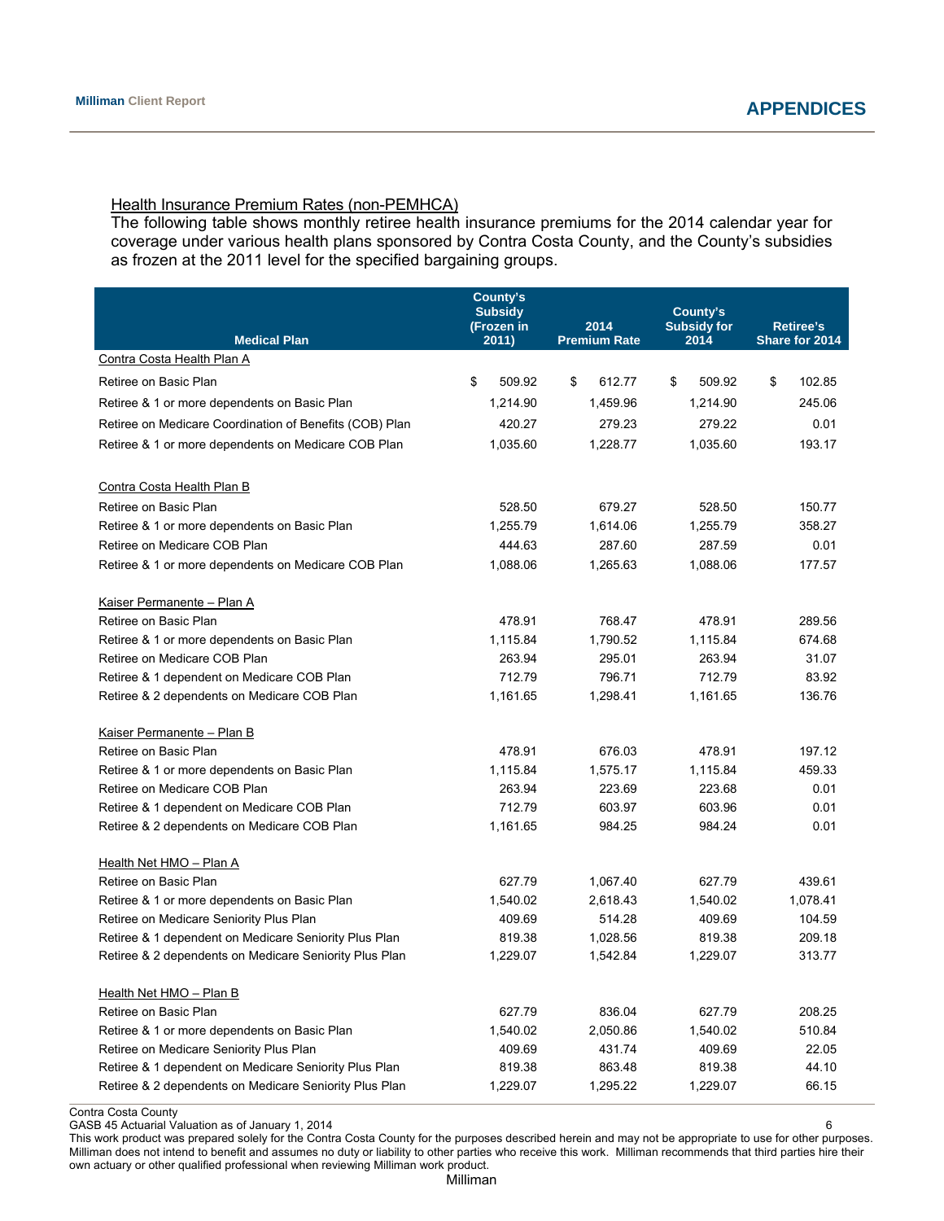## Health Insurance Premium Rates (non-PEMHCA)

The following table shows monthly retiree health insurance premiums for the 2014 calendar year for coverage under various health plans sponsored by Contra Costa County, and the County's subsidies as frozen at the 2011 level for the specified bargaining groups.

| Medical Plan | County's Subsidy (Frozen in 2011) | 2014 Premium Rate | County's Subsidy for 2014 | Retiree's Share for 2014 |
|---|---|---|---|---|
| Contra Costa Health Plan A | | | | |
| Retiree on Basic Plan | $ 509.92 | $ 612.77 | $ 509.92 | $ 102.85 |
| Retiree & 1 or more dependents on Basic Plan | 1,214.90 | 1,459.96 | 1,214.90 | 245.06 |
| Retiree on Medicare Coordination of Benefits (COB) Plan | 420.27 | 279.23 | 279.22 | 0.01 |
| Retiree & 1 or more dependents on Medicare COB Plan | 1,035.60 | 1,228.77 | 1,035.60 | 193.17 |
| | | | | |
| Contra Costa Health Plan B | | | | |
| Retiree on Basic Plan | 528.50 | 679.27 | 528.50 | 150.77 |
| Retiree & 1 or more dependents on Basic Plan | 1,255.79 | 1,614.06 | 1,255.79 | 358.27 |
| Retiree on Medicare COB Plan | 444.63 | 287.60 | 287.59 | 0.01 |
| Retiree & 1 or more dependents on Medicare COB Plan | 1,088.06 | 1,265.63 | 1,088.06 | 177.57 |
| | | | | |
| Kaiser Permanente – Plan A | | | | |
| Retiree on Basic Plan | 478.91 | 768.47 | 478.91 | 289.56 |
| Retiree & 1 or more dependents on Basic Plan | 1,115.84 | 1,790.52 | 1,115.84 | 674.68 |
| Retiree on Medicare COB Plan | 263.94 | 295.01 | 263.94 | 31.07 |
| Retiree & 1 dependent on Medicare COB Plan | 712.79 | 796.71 | 712.79 | 83.92 |
| Retiree & 2 dependents on Medicare COB Plan | 1,161.65 | 1,298.41 | 1,161.65 | 136.76 |
| | | | | |
| Kaiser Permanente – Plan B | | | | |
| Retiree on Basic Plan | 478.91 | 676.03 | 478.91 | 197.12 |
| Retiree & 1 or more dependents on Basic Plan | 1,115.84 | 1,575.17 | 1,115.84 | 459.33 |
| Retiree on Medicare COB Plan | 263.94 | 223.69 | 223.68 | 0.01 |
| Retiree & 1 dependent on Medicare COB Plan | 712.79 | 603.97 | 603.96 | 0.01 |
| Retiree & 2 dependents on Medicare COB Plan | 1,161.65 | 984.25 | 984.24 | 0.01 |
| | | | | |
| Health Net HMO – Plan A | | | | |
| Retiree on Basic Plan | 627.79 | 1,067.40 | 627.79 | 439.61 |
| Retiree & 1 or more dependents on Basic Plan | 1,540.02 | 2,618.43 | 1,540.02 | 1,078.41 |
| Retiree on Medicare Seniority Plus Plan | 409.69 | 514.28 | 409.69 | 104.59 |
| Retiree & 1 dependent on Medicare Seniority Plus Plan | 819.38 | 1,028.56 | 819.38 | 209.18 |
| Retiree & 2 dependents on Medicare Seniority Plus Plan | 1,229.07 | 1,542.84 | 1,229.07 | 313.77 |
| | | | | |
| Health Net HMO – Plan B | | | | |
| Retiree on Basic Plan | 627.79 | 836.04 | 627.79 | 208.25 |
| Retiree & 1 or more dependents on Basic Plan | 1,540.02 | 2,050.86 | 1,540.02 | 510.84 |
| Retiree on Medicare Seniority Plus Plan | 409.69 | 431.74 | 409.69 | 22.05 |
| Retiree & 1 dependent on Medicare Seniority Plus Plan | 819.38 | 863.48 | 819.38 | 44.10 |
| Retiree & 2 dependents on Medicare Seniority Plus Plan | 1,229.07 | 1,295.22 | 1,229.07 | 66.15 |

This work product was prepared solely for the Contra Costa County for the purposes described herein and may not be appropriate to use for other purposes. Milliman does not intend to benefit and assumes no duty or liability to other parties who receive this work. Milliman recommends that third parties hire their own actuary or other qualified professional when reviewing Milliman work product.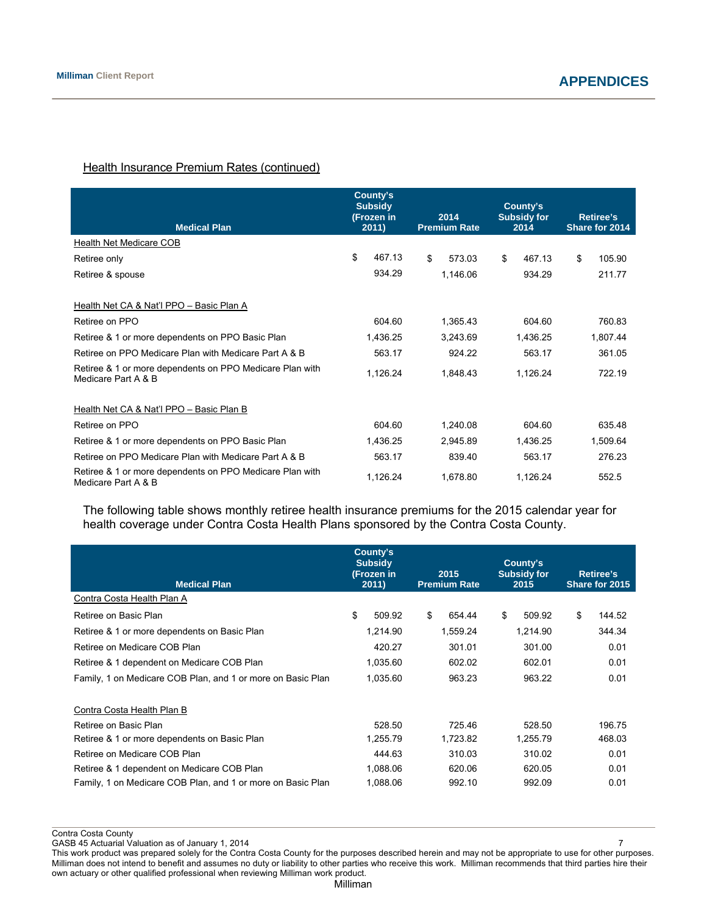Health Insurance Premium Rates (continued)

| Medical Plan | County's Subsidy (Frozen in 2011) | 2014 Premium Rate | County's Subsidy for 2014 | Retiree's Share for 2014 |
|---|---|---|---|---|
| Health Net Medicare COB | | | | |
| Retiree only | $ 467.13 | $ 573.03 | $ 467.13 | $ 105.90 |
| Retiree & spouse | 934.29 | 1,146.06 | 934.29 | 211.77 |
| | | | | |
| Health Net CA & Nat'l PPO – Basic Plan A | | | | |
| Retiree on PPO | 604.60 | 1,365.43 | 604.60 | 760.83 |
| Retiree & 1 or more dependents on PPO Basic Plan | 1,436.25 | 3,243.69 | 1,436.25 | 1,807.44 |
| Retiree on PPO Medicare Plan with Medicare Part A & B | 563.17 | 924.22 | 563.17 | 361.05 |
| Retiree & 1 or more dependents on PPO Medicare Plan with Medicare Part A & B | 1,126.24 | 1,848.43 | 1,126.24 | 722.19 |
| | | | | |
| Health Net CA & Nat'l PPO – Basic Plan B | | | | |
| Retiree on PPO | 604.60 | 1,240.08 | 604.60 | 635.48 |
| Retiree & 1 or more dependents on PPO Basic Plan | 1,436.25 | 2,945.89 | 1,436.25 | 1,509.64 |
| Retiree on PPO Medicare Plan with Medicare Part A & B | 563.17 | 839.40 | 563.17 | 276.23 |
| Retiree & 1 or more dependents on PPO Medicare Plan with Medicare Part A & B | 1,126.24 | 1,678.80 | 1,126.24 | 552.5 |

The following table shows monthly retiree health insurance premiums for the 2015 calendar year for health coverage under Contra Costa Health Plans sponsored by the Contra Costa County.

| Medical Plan | County's Subsidy (Frozen in 2011) | 2015 Premium Rate | County's Subsidy for 2015 | Retiree's Share for 2015 |
|---|---|---|---|---|
| Contra Costa Health Plan A | | | | |
| Retiree on Basic Plan | $ 509.92 | $ 654.44 | $ 509.92 | $ 144.52 |
| Retiree & 1 or more dependents on Basic Plan | 1,214.90 | 1,559.24 | 1,214.90 | 344.34 |
| Retiree on Medicare COB Plan | 420.27 | 301.01 | 301.00 | 0.01 |
| Retiree & 1 dependent on Medicare COB Plan | 1,035.60 | 602.02 | 602.01 | 0.01 |
| Family, 1 on Medicare COB Plan, and 1 or more on Basic Plan | 1,035.60 | 963.23 | 963.22 | 0.01 |
| | | | | |
| Contra Costa Health Plan B | | | | |
| Retiree on Basic Plan | 528.50 | 725.46 | 528.50 | 196.75 |
| Retiree & 1 or more dependents on Basic Plan | 1,255.79 | 1,723.82 | 1,255.79 | 468.03 |
| Retiree on Medicare COB Plan | 444.63 | 310.03 | 310.02 | 0.01 |
| Retiree & 1 dependent on Medicare COB Plan | 1,088.06 | 620.06 | 620.05 | 0.01 |
| Family, 1 on Medicare COB Plan, and 1 or more on Basic Plan | 1,088.06 | 992.10 | 992.09 | 0.01 |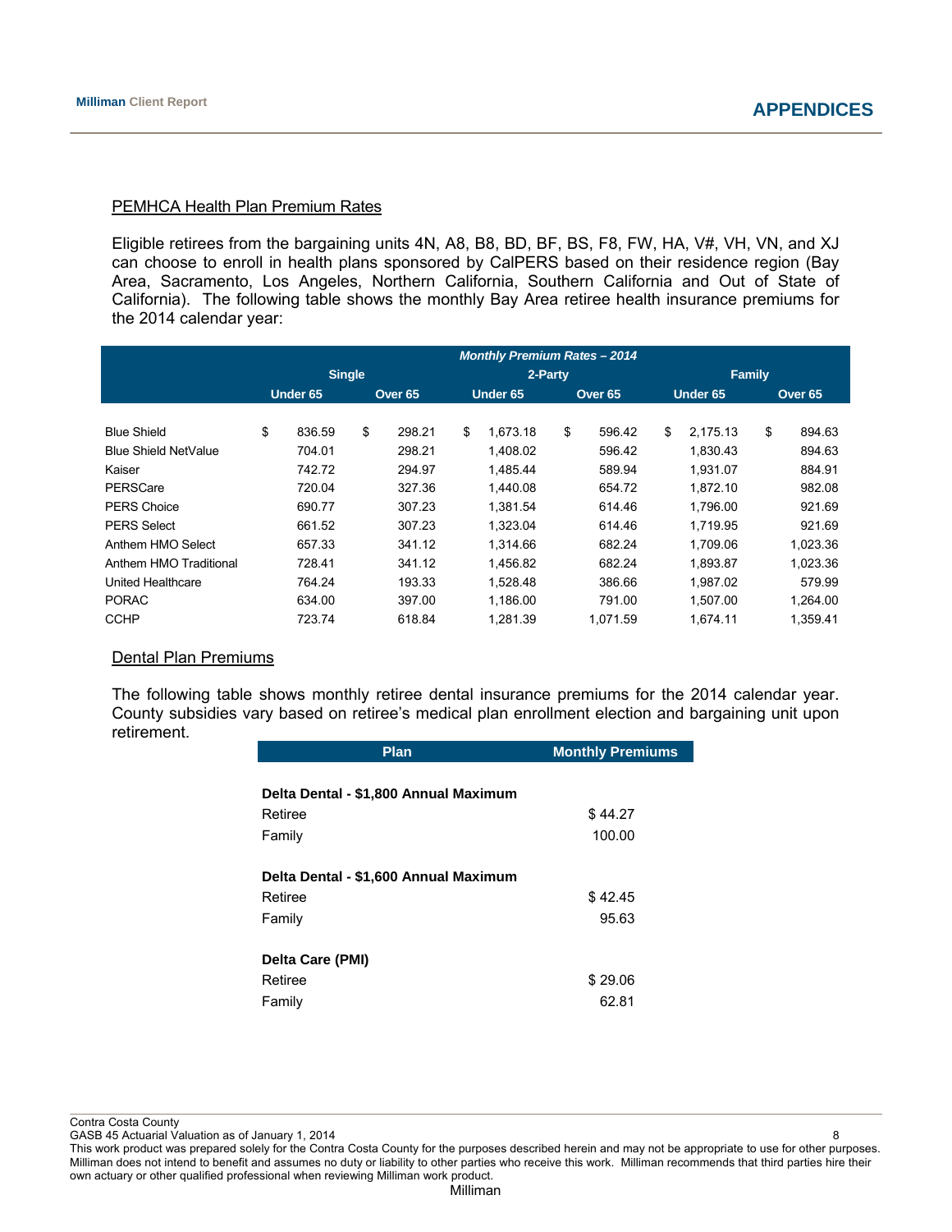## PEMHCA Health Plan Premium Rates

Eligible retirees from the bargaining units 4N, A8, B8, BD, BF, BS, F8, FW, HA, V#, VH, VN, and XJ can choose to enroll in health plans sponsored by CalPERS based on their residence region (Bay Area, Sacramento, Los Angeles, Northern California, Southern California and Out of State of California). The following table shows the monthly Bay Area retiree health insurance premiums for the 2014 calendar year:

| | Monthly Premium Rates – 2014 | | | | | |
|---|---|---|---|---|---|---|
| | Single | | 2-Party | | Family | |
| | Under 65 | Over 65 | Under 65 | Over 65 | Under 65 | Over 65 |
| Blue Shield | $ 836.59 | $ 298.21 | $ 1,673.18 | $ 596.42 | $ 2,175.13 | $ 894.63 |
| Blue Shield NetValue | 704.01 | 298.21 | 1,408.02 | 596.42 | 1,830.43 | 894.63 |
| Kaiser | 742.72 | 294.97 | 1,485.44 | 589.94 | 1,931.07 | 884.91 |
| PERSCare | 720.04 | 327.36 | 1,440.08 | 654.72 | 1,872.10 | 982.08 |
| PERS Choice | 690.77 | 307.23 | 1,381.54 | 614.46 | 1,796.00 | 921.69 |
| PERS Select | 661.52 | 307.23 | 1,323.04 | 614.46 | 1,719.95 | 921.69 |
| Anthem HMO Select | 657.33 | 341.12 | 1,314.66 | 682.24 | 1,709.06 | 1,023.36 |
| Anthem HMO Traditional | 728.41 | 341.12 | 1,456.82 | 682.24 | 1,893.87 | 1,023.36 |
| United Healthcare | 764.24 | 193.33 | 1,528.48 | 386.66 | 1,987.02 | 579.99 |
| PORAC | 634.00 | 397.00 | 1,186.00 | 791.00 | 1,507.00 | 1,264.00 |
| CCHP | 723.74 | 618.84 | 1,281.39 | 1,071.59 | 1,674.11 | 1,359.41 |

## Dental Plan Premiums

The following table shows monthly retiree dental insurance premiums for the 2014 calendar year. County subsidies vary based on retiree's medical plan enrollment election and bargaining unit upon retirement.

| Plan | Monthly Premiums |
|---|---|
| **Delta Dental - $1,800 Annual Maximum** | |
| Retiree | $ 44.27 |
| Family | 100.00 |
| **Delta Dental - $1,600 Annual Maximum** | |
| Retiree | $ 42.45 |
| Family | 95.63 |
| **Delta Care (PMI)** | |
| Retiree | $ 29.06 |
| Family | 62.81 |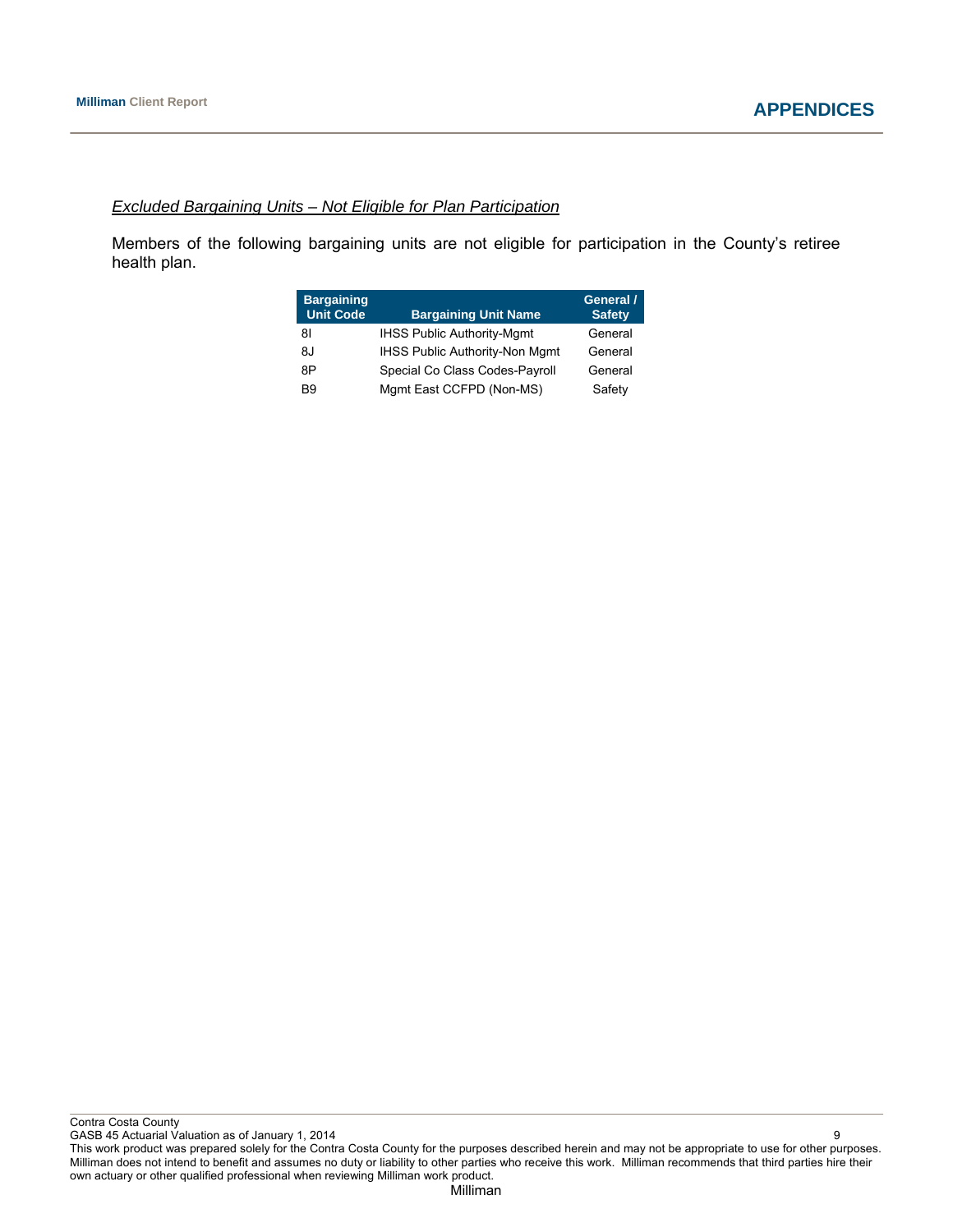*Excluded Bargaining Units – Not Eligible for Plan Participation*

Members of the following bargaining units are not eligible for participation in the County's retiree health plan.

| Bargaining Unit Code | Bargaining Unit Name | General / Safety |
|---|---|---|
| 8I | IHSS Public Authority-Mgmt | General |
| 8J | IHSS Public Authority-Non Mgmt | General |
| 8P | Special Co Class Codes-Payroll | General |
| B9 | Mgmt East CCFPD (Non-MS) | Safety |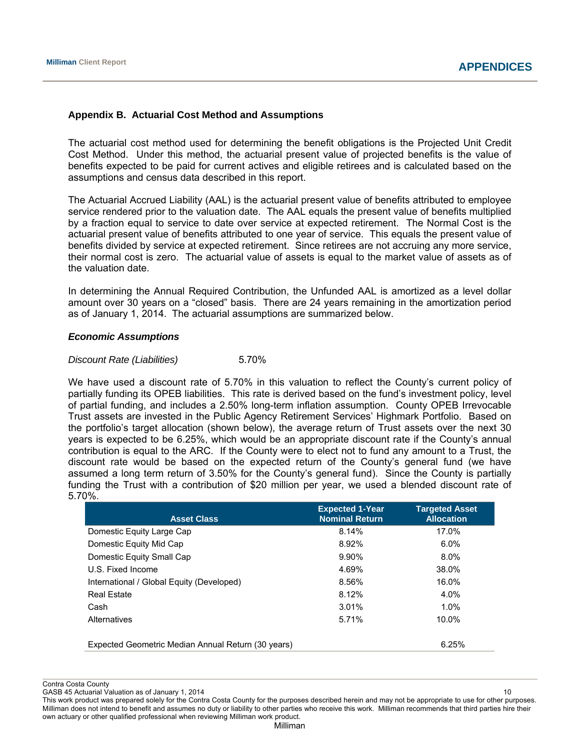## Appendix B. Actuarial Cost Method and Assumptions

The actuarial cost method used for determining the benefit obligations is the Projected Unit Credit Cost Method. Under this method, the actuarial present value of projected benefits is the value of benefits expected to be paid for current actives and eligible retirees and is calculated based on the assumptions and census data described in this report.

The Actuarial Accrued Liability (AAL) is the actuarial present value of benefits attributed to employee service rendered prior to the valuation date. The AAL equals the present value of benefits multiplied by a fraction equal to service to date over service at expected retirement. The Normal Cost is the actuarial present value of benefits attributed to one year of service. This equals the present value of benefits divided by service at expected retirement. Since retirees are not accruing any more service, their normal cost is zero. The actuarial value of assets is equal to the market value of assets as of the valuation date.

In determining the Annual Required Contribution, the Unfunded AAL is amortized as a level dollar amount over 30 years on a "closed" basis. There are 24 years remaining in the amortization period as of January 1, 2014. The actuarial assumptions are summarized below.

### *Economic Assumptions*

*Discount Rate (Liabilities)* 5.70%

We have used a discount rate of 5.70% in this valuation to reflect the County's current policy of partially funding its OPEB liabilities. This rate is derived based on the fund's investment policy, level of partial funding, and includes a 2.50% long-term inflation assumption. County OPEB Irrevocable Trust assets are invested in the Public Agency Retirement Services' Highmark Portfolio. Based on the portfolio's target allocation (shown below), the average return of Trust assets over the next 30 years is expected to be 6.25%, which would be an appropriate discount rate if the County's annual contribution is equal to the ARC. If the County were to elect not to fund any amount to a Trust, the discount rate would be based on the expected return of the County's general fund (we have assumed a long term return of 3.50% for the County's general fund). Since the County is partially funding the Trust with a contribution of $20 million per year, we used a blended discount rate of 5.70%.

| Asset Class | Expected 1-Year Nominal Return | Targeted Asset Allocation |
|---|---|---|
| Domestic Equity Large Cap | 8.14% | 17.0% |
| Domestic Equity Mid Cap | 8.92% | 6.0% |
| Domestic Equity Small Cap | 9.90% | 8.0% |
| U.S. Fixed Income | 4.69% | 38.0% |
| International / Global Equity (Developed) | 8.56% | 16.0% |
| Real Estate | 8.12% | 4.0% |
| Cash | 3.01% | 1.0% |
| Alternatives | 5.71% | 10.0% |
| | | |
| Expected Geometric Median Annual Return (30 years) | | 6.25% |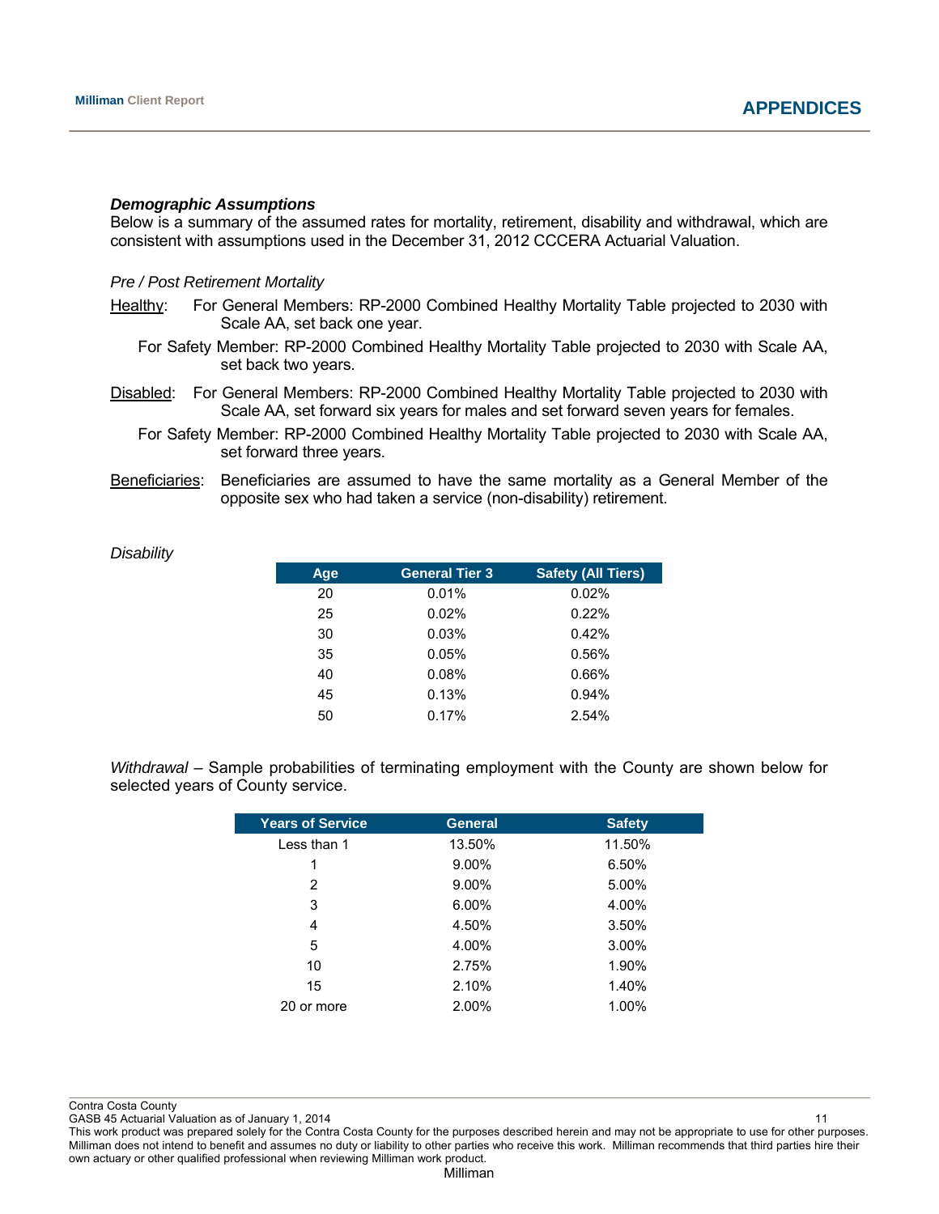### *Demographic Assumptions*

Below is a summary of the assumed rates for mortality, retirement, disability and withdrawal, which are consistent with assumptions used in the December 31, 2012 CCCERA Actuarial Valuation.

*Pre / Post Retirement Mortality*

Healthy: For General Members: RP-2000 Combined Healthy Mortality Table projected to 2030 with Scale AA, set back one year.

For Safety Member: RP-2000 Combined Healthy Mortality Table projected to 2030 with Scale AA, set back two years.

Disabled: For General Members: RP-2000 Combined Healthy Mortality Table projected to 2030 with Scale AA, set forward six years for males and set forward seven years for females.

For Safety Member: RP-2000 Combined Healthy Mortality Table projected to 2030 with Scale AA, set forward three years.

Beneficiaries: Beneficiaries are assumed to have the same mortality as a General Member of the opposite sex who had taken a service (non-disability) retirement.

*Disability*

| Age | General Tier 3 | Safety (All Tiers) |
|---|---|---|
| 20 | 0.01% | 0.02% |
| 25 | 0.02% | 0.22% |
| 30 | 0.03% | 0.42% |
| 35 | 0.05% | 0.56% |
| 40 | 0.08% | 0.66% |
| 45 | 0.13% | 0.94% |
| 50 | 0.17% | 2.54% |

*Withdrawal* – Sample probabilities of terminating employment with the County are shown below for selected years of County service.

| Years of Service | General | Safety |
|---|---|---|
| Less than 1 | 13.50% | 11.50% |
| 1 | 9.00% | 6.50% |
| 2 | 9.00% | 5.00% |
| 3 | 6.00% | 4.00% |
| 4 | 4.50% | 3.50% |
| 5 | 4.00% | 3.00% |
| 10 | 2.75% | 1.90% |
| 15 | 2.10% | 1.40% |
| 20 or more | 2.00% | 1.00% |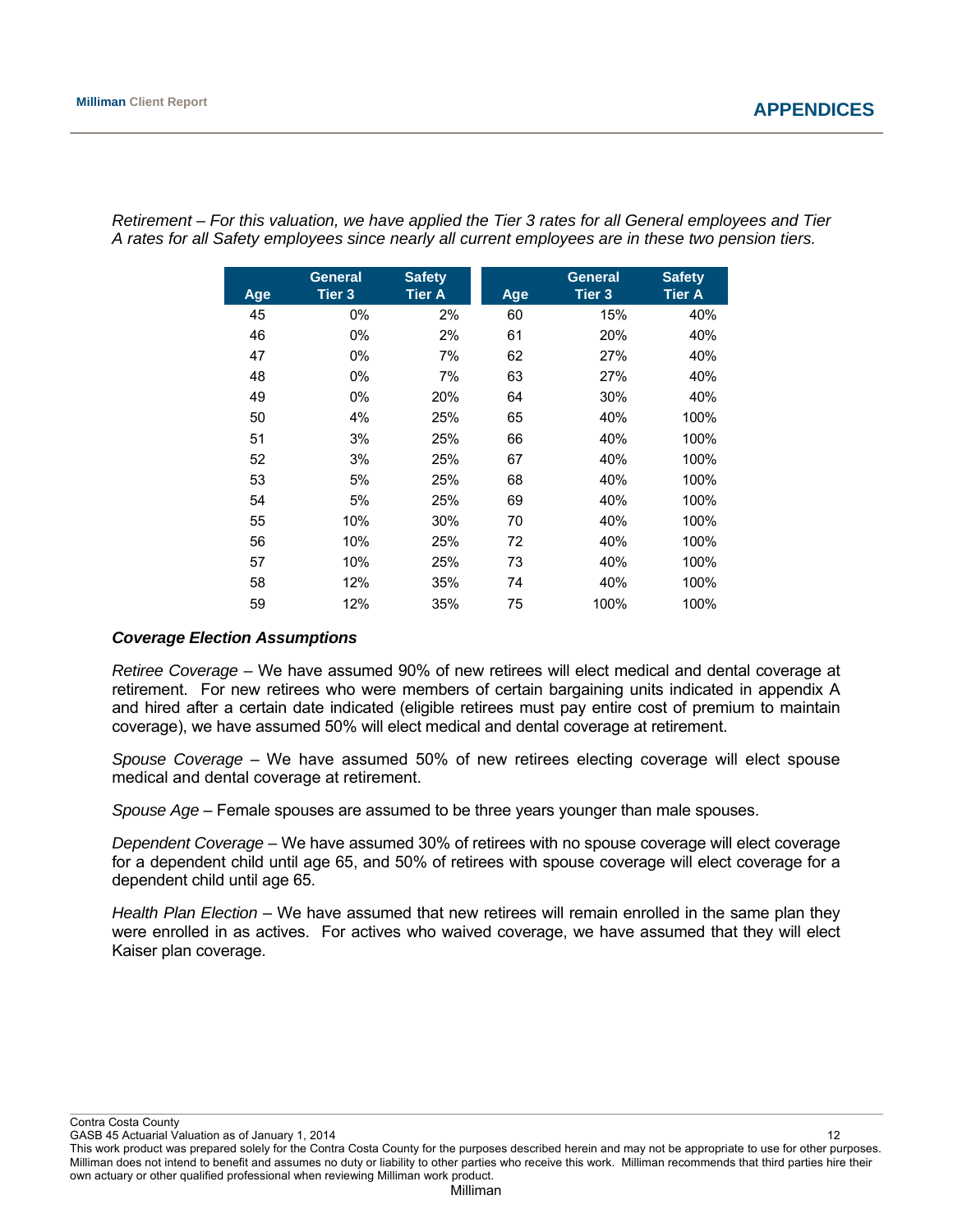*Retirement – For this valuation, we have applied the Tier 3 rates for all General employees and Tier A rates for all Safety employees since nearly all current employees are in these two pension tiers.*

| Age | General Tier 3 | Safety Tier A | Age | General Tier 3 | Safety Tier A |
|---|---|---|---|---|---|
| 45 | 0% | 2% | 60 | 15% | 40% |
| 46 | 0% | 2% | 61 | 20% | 40% |
| 47 | 0% | 7% | 62 | 27% | 40% |
| 48 | 0% | 7% | 63 | 27% | 40% |
| 49 | 0% | 20% | 64 | 30% | 40% |
| 50 | 4% | 25% | 65 | 40% | 100% |
| 51 | 3% | 25% | 66 | 40% | 100% |
| 52 | 3% | 25% | 67 | 40% | 100% |
| 53 | 5% | 25% | 68 | 40% | 100% |
| 54 | 5% | 25% | 69 | 40% | 100% |
| 55 | 10% | 30% | 70 | 40% | 100% |
| 56 | 10% | 25% | 72 | 40% | 100% |
| 57 | 10% | 25% | 73 | 40% | 100% |
| 58 | 12% | 35% | 74 | 40% | 100% |
| 59 | 12% | 35% | 75 | 100% | 100% |

### *Coverage Election Assumptions*

*Retiree Coverage* – We have assumed 90% of new retirees will elect medical and dental coverage at retirement. For new retirees who were members of certain bargaining units indicated in appendix A and hired after a certain date indicated (eligible retirees must pay entire cost of premium to maintain coverage), we have assumed 50% will elect medical and dental coverage at retirement.

*Spouse Coverage* – We have assumed 50% of new retirees electing coverage will elect spouse medical and dental coverage at retirement.

*Spouse Age* – Female spouses are assumed to be three years younger than male spouses.

*Dependent Coverage* – We have assumed 30% of retirees with no spouse coverage will elect coverage for a dependent child until age 65, and 50% of retirees with spouse coverage will elect coverage for a dependent child until age 65.

*Health Plan Election* – We have assumed that new retirees will remain enrolled in the same plan they were enrolled in as actives. For actives who waived coverage, we have assumed that they will elect Kaiser plan coverage.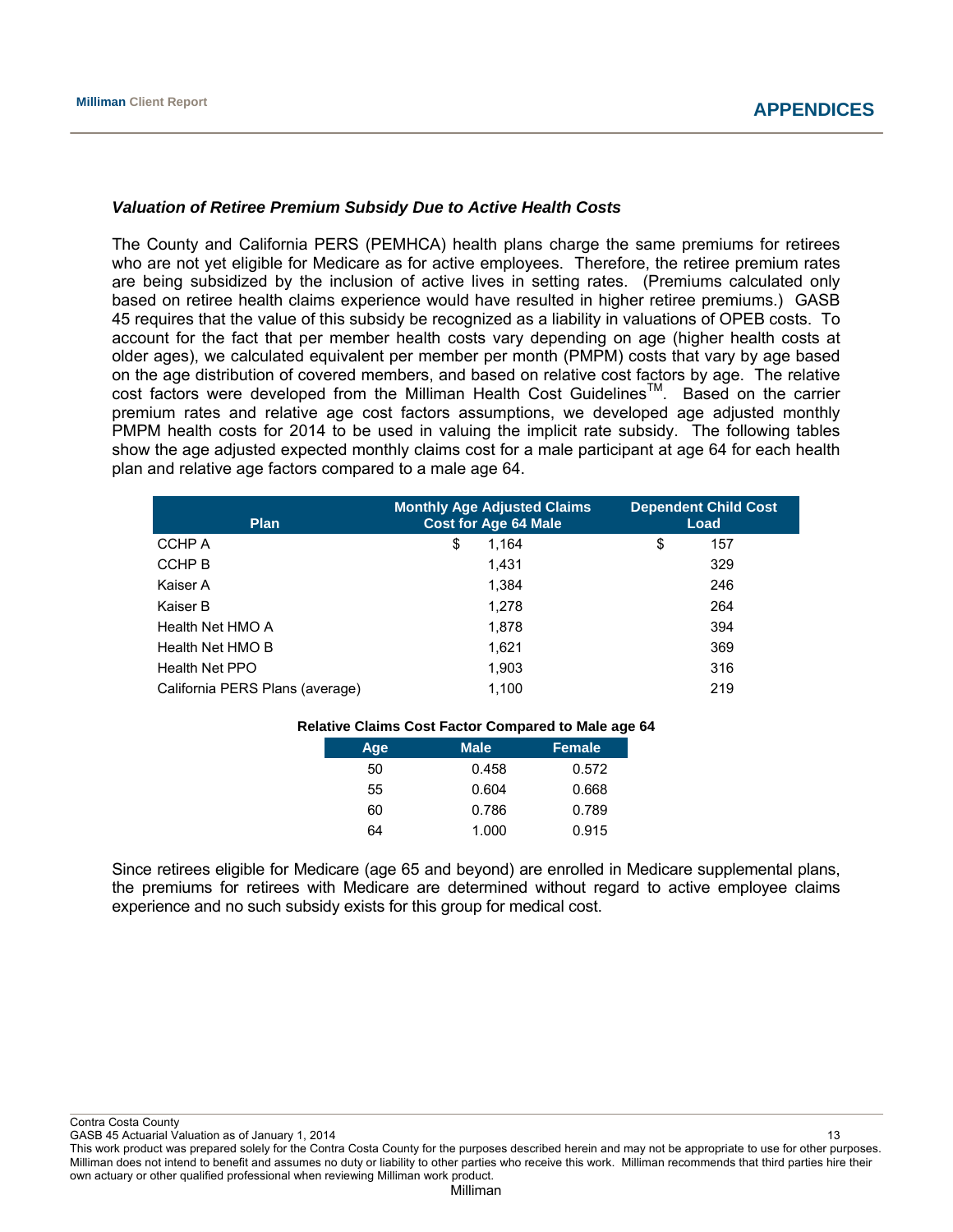***Valuation of Retiree Premium Subsidy Due to Active Health Costs***

The County and California PERS (PEMHCA) health plans charge the same premiums for retirees who are not yet eligible for Medicare as for active employees. Therefore, the retiree premium rates are being subsidized by the inclusion of active lives in setting rates. (Premiums calculated only based on retiree health claims experience would have resulted in higher retiree premiums.) GASB 45 requires that the value of this subsidy be recognized as a liability in valuations of OPEB costs. To account for the fact that per member health costs vary depending on age (higher health costs at older ages), we calculated equivalent per member per month (PMPM) costs that vary by age based on the age distribution of covered members, and based on relative cost factors by age. The relative cost factors were developed from the Milliman Health Cost Guidelines™. Based on the carrier premium rates and relative age cost factors assumptions, we developed age adjusted monthly PMPM health costs for 2014 to be used in valuing the implicit rate subsidy. The following tables show the age adjusted expected monthly claims cost for a male participant at age 64 for each health plan and relative age factors compared to a male age 64.

| Plan | Monthly Age Adjusted Claims Cost for Age 64 Male | Dependent Child Cost Load |
|---|---|---|
| CCHP A | $ 1,164 | $ 157 |
| CCHP B | 1,431 | 329 |
| Kaiser A | 1,384 | 246 |
| Kaiser B | 1,278 | 264 |
| Health Net HMO A | 1,878 | 394 |
| Health Net HMO B | 1,621 | 369 |
| Health Net PPO | 1,903 | 316 |
| California PERS Plans (average) | 1,100 | 219 |

**Relative Claims Cost Factor Compared to Male age 64**

| Age | Male | Female |
|---|---|---|
| 50 | 0.458 | 0.572 |
| 55 | 0.604 | 0.668 |
| 60 | 0.786 | 0.789 |
| 64 | 1.000 | 0.915 |

Since retirees eligible for Medicare (age 65 and beyond) are enrolled in Medicare supplemental plans, the premiums for retirees with Medicare are determined without regard to active employee claims experience and no such subsidy exists for this group for medical cost.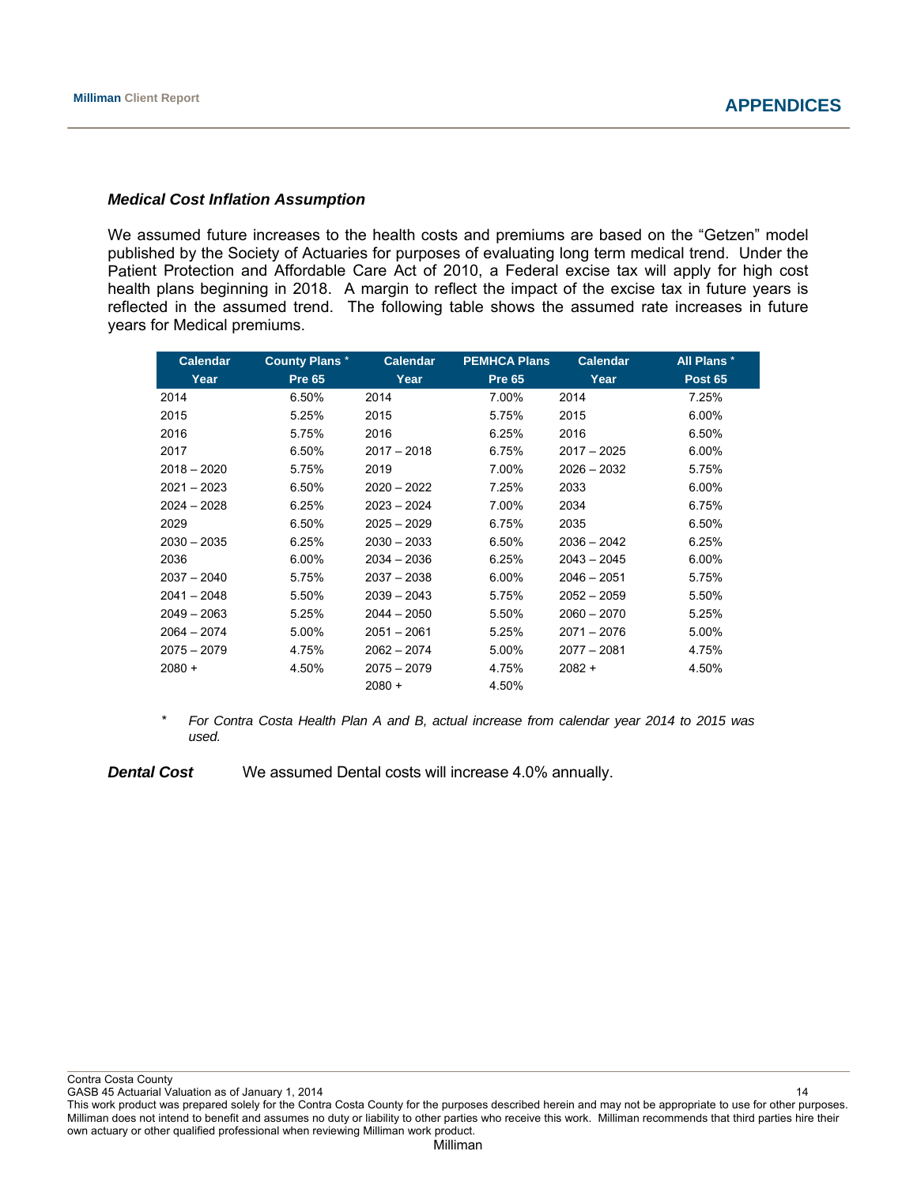### *Medical Cost Inflation Assumption*

We assumed future increases to the health costs and premiums are based on the "Getzen" model published by the Society of Actuaries for purposes of evaluating long term medical trend. Under the Patient Protection and Affordable Care Act of 2010, a Federal excise tax will apply for high cost health plans beginning in 2018. A margin to reflect the impact of the excise tax in future years is reflected in the assumed trend. The following table shows the assumed rate increases in future years for Medical premiums.

| Calendar Year | County Plans * Pre 65 | Calendar Year | PEMHCA Plans Pre 65 | Calendar Year | All Plans * Post 65 |
|---|---|---|---|---|---|
| 2014 | 6.50% | 2014 | 7.00% | 2014 | 7.25% |
| 2015 | 5.25% | 2015 | 5.75% | 2015 | 6.00% |
| 2016 | 5.75% | 2016 | 6.25% | 2016 | 6.50% |
| 2017 | 6.50% | 2017 – 2018 | 6.75% | 2017 – 2025 | 6.00% |
| 2018 – 2020 | 5.75% | 2019 | 7.00% | 2026 – 2032 | 5.75% |
| 2021 – 2023 | 6.50% | 2020 – 2022 | 7.25% | 2033 | 6.00% |
| 2024 – 2028 | 6.25% | 2023 – 2024 | 7.00% | 2034 | 6.75% |
| 2029 | 6.50% | 2025 – 2029 | 6.75% | 2035 | 6.50% |
| 2030 – 2035 | 6.25% | 2030 – 2033 | 6.50% | 2036 – 2042 | 6.25% |
| 2036 | 6.00% | 2034 – 2036 | 6.25% | 2043 – 2045 | 6.00% |
| 2037 – 2040 | 5.75% | 2037 – 2038 | 6.00% | 2046 – 2051 | 5.75% |
| 2041 – 2048 | 5.50% | 2039 – 2043 | 5.75% | 2052 – 2059 | 5.50% |
| 2049 – 2063 | 5.25% | 2044 – 2050 | 5.50% | 2060 – 2070 | 5.25% |
| 2064 – 2074 | 5.00% | 2051 – 2061 | 5.25% | 2071 – 2076 | 5.00% |
| 2075 – 2079 | 4.75% | 2062 – 2074 | 5.00% | 2077 – 2081 | 4.75% |
| 2080 + | 4.50% | 2075 – 2079 | 4.75% | 2082 + | 4.50% |
| | | 2080 + | 4.50% | | |

\* *For Contra Costa Health Plan A and B, actual increase from calendar year 2014 to 2015 was used.*

***Dental Cost*** We assumed Dental costs will increase 4.0% annually.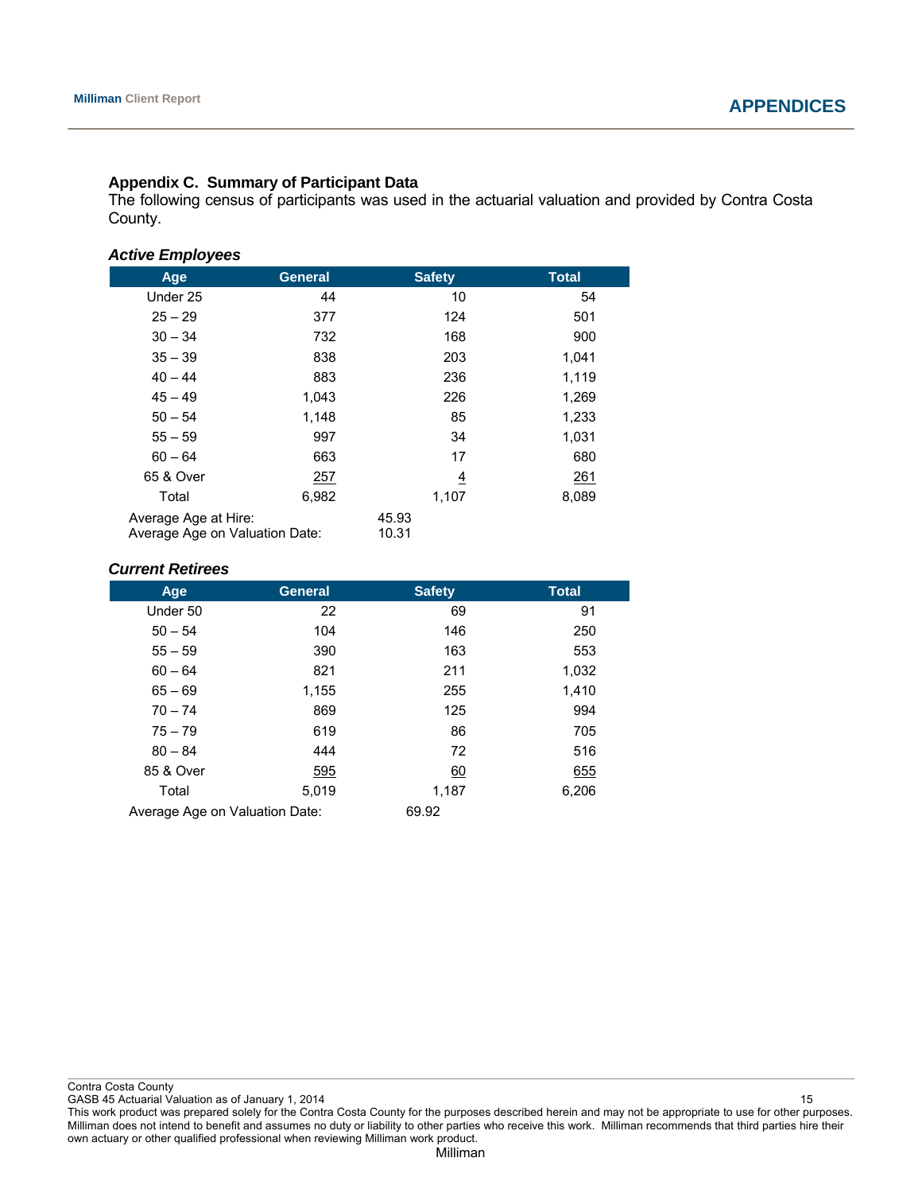## Appendix C. Summary of Participant Data

The following census of participants was used in the actuarial valuation and provided by Contra Costa County.

### *Active Employees*

| Age | General | Safety | Total |
|---|---|---|---|
| Under 25 | 44 | 10 | 54 |
| 25 – 29 | 377 | 124 | 501 |
| 30 – 34 | 732 | 168 | 900 |
| 35 – 39 | 838 | 203 | 1,041 |
| 40 – 44 | 883 | 236 | 1,119 |
| 45 – 49 | 1,043 | 226 | 1,269 |
| 50 – 54 | 1,148 | 85 | 1,233 |
| 55 – 59 | 997 | 34 | 1,031 |
| 60 – 64 | 663 | 17 | 680 |
| 65 & Over | 257 | 4 | 261 |
| Total | 6,982 | 1,107 | 8,089 |

Average Age at Hire: 45.93
Average Age on Valuation Date: 10.31

### *Current Retirees*

| Age | General | Safety | Total |
|---|---|---|---|
| Under 50 | 22 | 69 | 91 |
| 50 – 54 | 104 | 146 | 250 |
| 55 – 59 | 390 | 163 | 553 |
| 60 – 64 | 821 | 211 | 1,032 |
| 65 – 69 | 1,155 | 255 | 1,410 |
| 70 – 74 | 869 | 125 | 994 |
| 75 – 79 | 619 | 86 | 705 |
| 80 – 84 | 444 | 72 | 516 |
| 85 & Over | 595 | 60 | 655 |
| Total | 5,019 | 1,187 | 6,206 |

Average Age on Valuation Date: 69.92